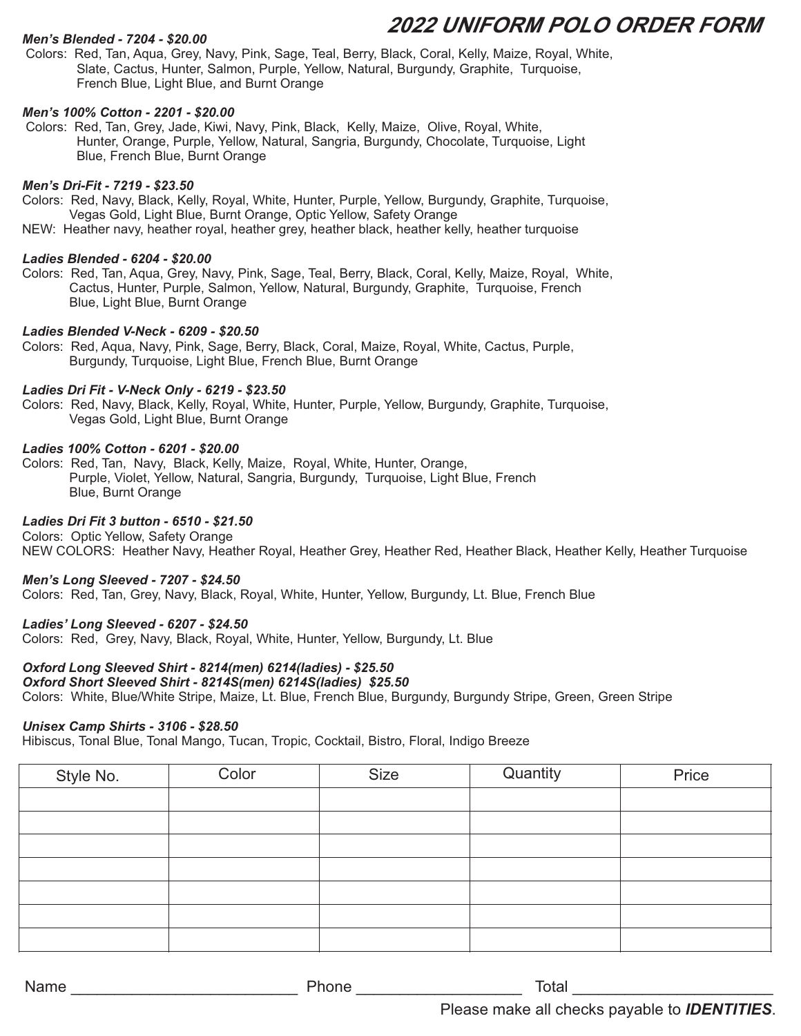# 2022 UNIFORM POLO ORDER FORM

***Men's Blended - 7204 - $20.00***

Colors: Red, Tan, Aqua, Grey, Navy, Pink, Sage, Teal, Berry, Black, Coral, Kelly, Maize, Royal, White, Slate, Cactus, Hunter, Salmon, Purple, Yellow, Natural, Burgundy, Graphite, Turquoise, French Blue, Light Blue, and Burnt Orange

***Men's 100% Cotton - 2201 - $20.00***

Colors: Red, Tan, Grey, Jade, Kiwi, Navy, Pink, Black, Kelly, Maize, Olive, Royal, White, Hunter, Orange, Purple, Yellow, Natural, Sangria, Burgundy, Chocolate, Turquoise, Light Blue, French Blue, Burnt Orange

***Men's Dri-Fit - 7219 - $23.50***

Colors: Red, Navy, Black, Kelly, Royal, White, Hunter, Purple, Yellow, Burgundy, Graphite, Turquoise, Vegas Gold, Light Blue, Burnt Orange, Optic Yellow, Safety Orange

NEW: Heather navy, heather royal, heather grey, heather black, heather kelly, heather turquoise

***Ladies Blended - 6204 - $20.00***

Colors: Red, Tan, Aqua, Grey, Navy, Pink, Sage, Teal, Berry, Black, Coral, Kelly, Maize, Royal, White, Cactus, Hunter, Purple, Salmon, Yellow, Natural, Burgundy, Graphite, Turquoise, French Blue, Light Blue, Burnt Orange

***Ladies Blended V-Neck - 6209 - $20.50***

Colors: Red, Aqua, Navy, Pink, Sage, Berry, Black, Coral, Maize, Royal, White, Cactus, Purple, Burgundy, Turquoise, Light Blue, French Blue, Burnt Orange

***Ladies Dri Fit - V-Neck Only - 6219 - $23.50***

Colors: Red, Navy, Black, Kelly, Royal, White, Hunter, Purple, Yellow, Burgundy, Graphite, Turquoise, Vegas Gold, Light Blue, Burnt Orange

***Ladies 100% Cotton - 6201 - $20.00***

Colors: Red, Tan, Navy, Black, Kelly, Maize, Royal, White, Hunter, Orange, Purple, Violet, Yellow, Natural, Sangria, Burgundy, Turquoise, Light Blue, French Blue, Burnt Orange

***Ladies Dri Fit 3 button - 6510 - $21.50***

Colors: Optic Yellow, Safety Orange

NEW COLORS: Heather Navy, Heather Royal, Heather Grey, Heather Red, Heather Black, Heather Kelly, Heather Turquoise

***Men's Long Sleeved - 7207 - $24.50***

Colors: Red, Tan, Grey, Navy, Black, Royal, White, Hunter, Yellow, Burgundy, Lt. Blue, French Blue

***Ladies' Long Sleeved - 6207 - $24.50***

Colors: Red, Grey, Navy, Black, Royal, White, Hunter, Yellow, Burgundy, Lt. Blue

***Oxford Long Sleeved Shirt - 8214(men) 6214(ladies) - $25.50***

***Oxford Short Sleeved Shirt - 8214S(men) 6214S(ladies) $25.50***

Colors: White, Blue/White Stripe, Maize, Lt. Blue, French Blue, Burgundy, Burgundy Stripe, Green, Green Stripe

***Unisex Camp Shirts - 3106 - $28.50***

Hibiscus, Tonal Blue, Tonal Mango, Tucan, Tropic, Cocktail, Bistro, Floral, Indigo Breeze

| Style No. | Color | Size | Quantity | Price |
|---|---|---|---|---|
| | | | | |
| | | | | |
| | | | | |
| | | | | |
| | | | | |
| | | | | |
| | | | | |

Name ___________________________ Phone ___________________ Total ______________________

Please make all checks payable to ***IDENTITIES***.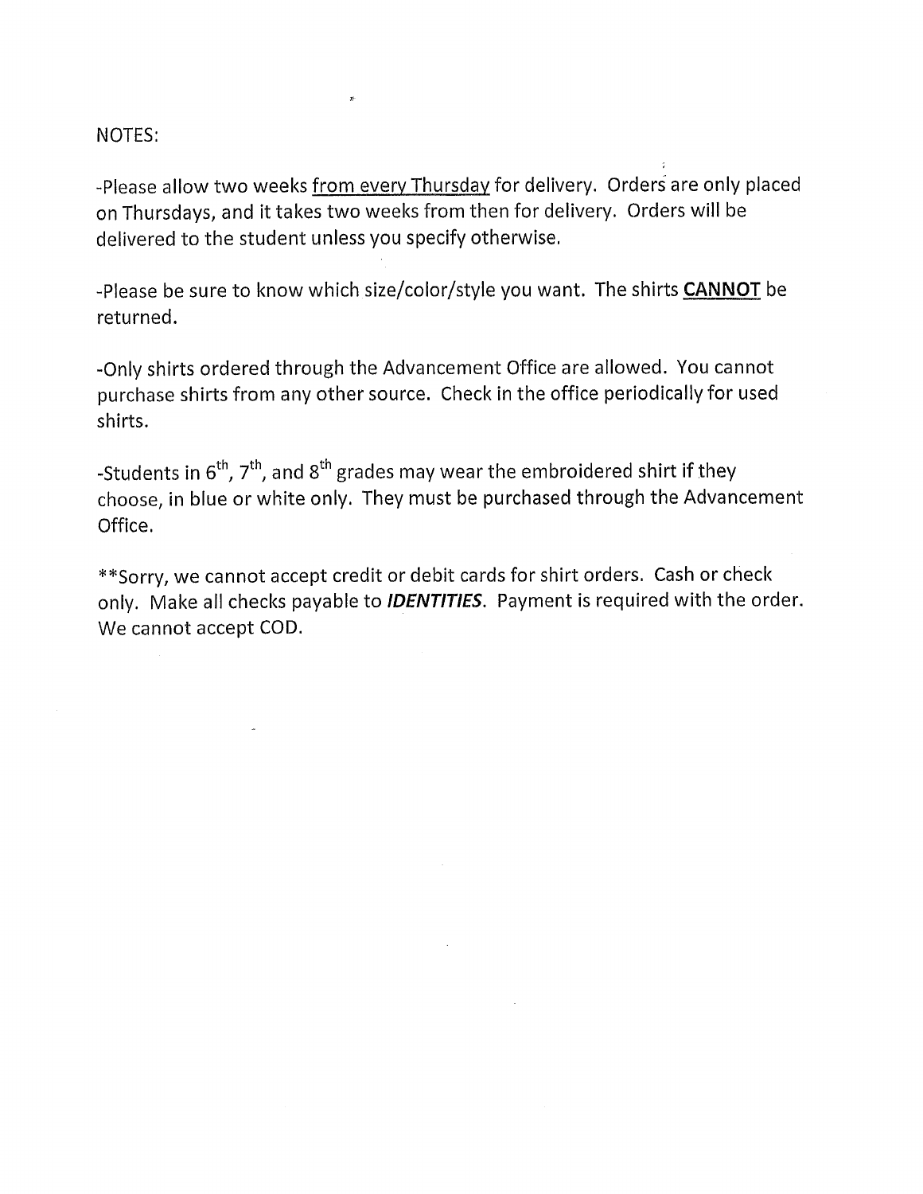NOTES:

-Please allow two weeks <u>from every Thursday</u> for delivery. Orders are only placed on Thursdays, and it takes two weeks from then for delivery. Orders will be delivered to the student unless you specify otherwise.

-Please be sure to know which size/color/style you want. The shirts **<u>CANNOT</u>** be returned.

-Only shirts ordered through the Advancement Office are allowed. You cannot purchase shirts from any other source. Check in the office periodically for used shirts.

-Students in $6^{th}$, $7^{th}$, and $8^{th}$ grades may wear the embroidered shirt if they choose, in blue or white only. They must be purchased through the Advancement Office.

**Sorry, we cannot accept credit or debit cards for shirt orders. Cash or check only. Make all checks payable to ***IDENTITIES***. Payment is required with the order. We cannot accept COD.